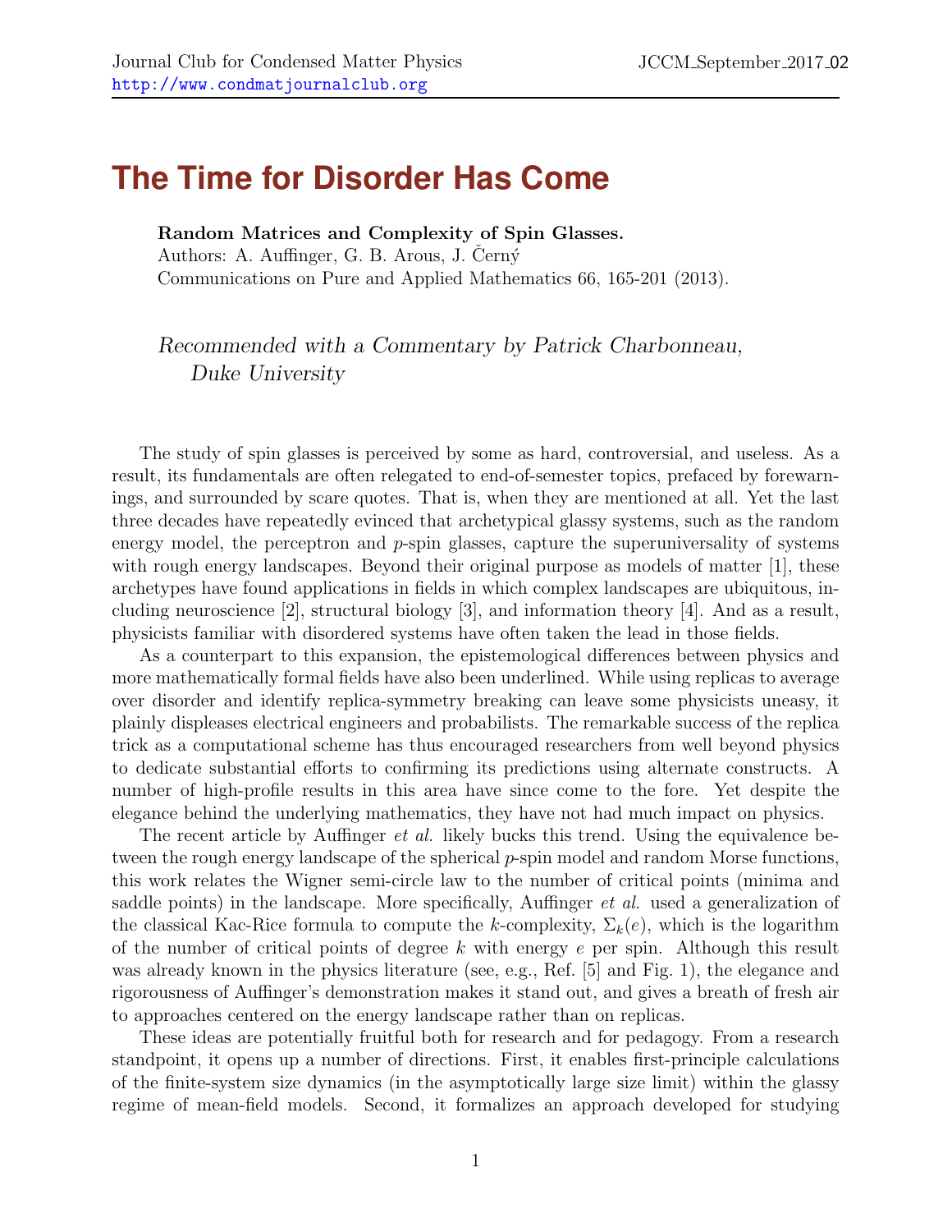# The Time for Disorder Has Come

**Random Matrices and Complexity of Spin Glasses.**
Authors: A. Auffinger, G. B. Arous, J. Černý
Communications on Pure and Applied Mathematics 66, 165-201 (2013).

*Recommended with a Commentary by Patrick Charbonneau, Duke University*

The study of spin glasses is perceived by some as hard, controversial, and useless. As a result, its fundamentals are often relegated to end-of-semester topics, prefaced by forewarnings, and surrounded by scare quotes. That is, when they are mentioned at all. Yet the last three decades have repeatedly evinced that archetypical glassy systems, such as the random energy model, the perceptron and $p$-spin glasses, capture the superuniversality of systems with rough energy landscapes. Beyond their original purpose as models of matter [1], these archetypes have found applications in fields in which complex landscapes are ubiquitous, including neuroscience [2], structural biology [3], and information theory [4]. And as a result, physicists familiar with disordered systems have often taken the lead in those fields.

As a counterpart to this expansion, the epistemological differences between physics and more mathematically formal fields have also been underlined. While using replicas to average over disorder and identify replica-symmetry breaking can leave some physicists uneasy, it plainly displeases electrical engineers and probabilists. The remarkable success of the replica trick as a computational scheme has thus encouraged researchers from well beyond physics to dedicate substantial efforts to confirming its predictions using alternate constructs. A number of high-profile results in this area have since come to the fore. Yet despite the elegance behind the underlying mathematics, they have not had much impact on physics.

The recent article by Auffinger *et al.* likely bucks this trend. Using the equivalence between the rough energy landscape of the spherical $p$-spin model and random Morse functions, this work relates the Wigner semi-circle law to the number of critical points (minima and saddle points) in the landscape. More specifically, Auffinger *et al.* used a generalization of the classical Kac-Rice formula to compute the $k$-complexity, $\Sigma_k(e)$, which is the logarithm of the number of critical points of degree $k$ with energy $e$ per spin. Although this result was already known in the physics literature (see, e.g., Ref. [5] and Fig. 1), the elegance and rigorousness of Auffinger's demonstration makes it stand out, and gives a breath of fresh air to approaches centered on the energy landscape rather than on replicas.

These ideas are potentially fruitful both for research and for pedagogy. From a research standpoint, it opens up a number of directions. First, it enables first-principle calculations of the finite-system size dynamics (in the asymptotically large size limit) within the glassy regime of mean-field models. Second, it formalizes an approach developed for studying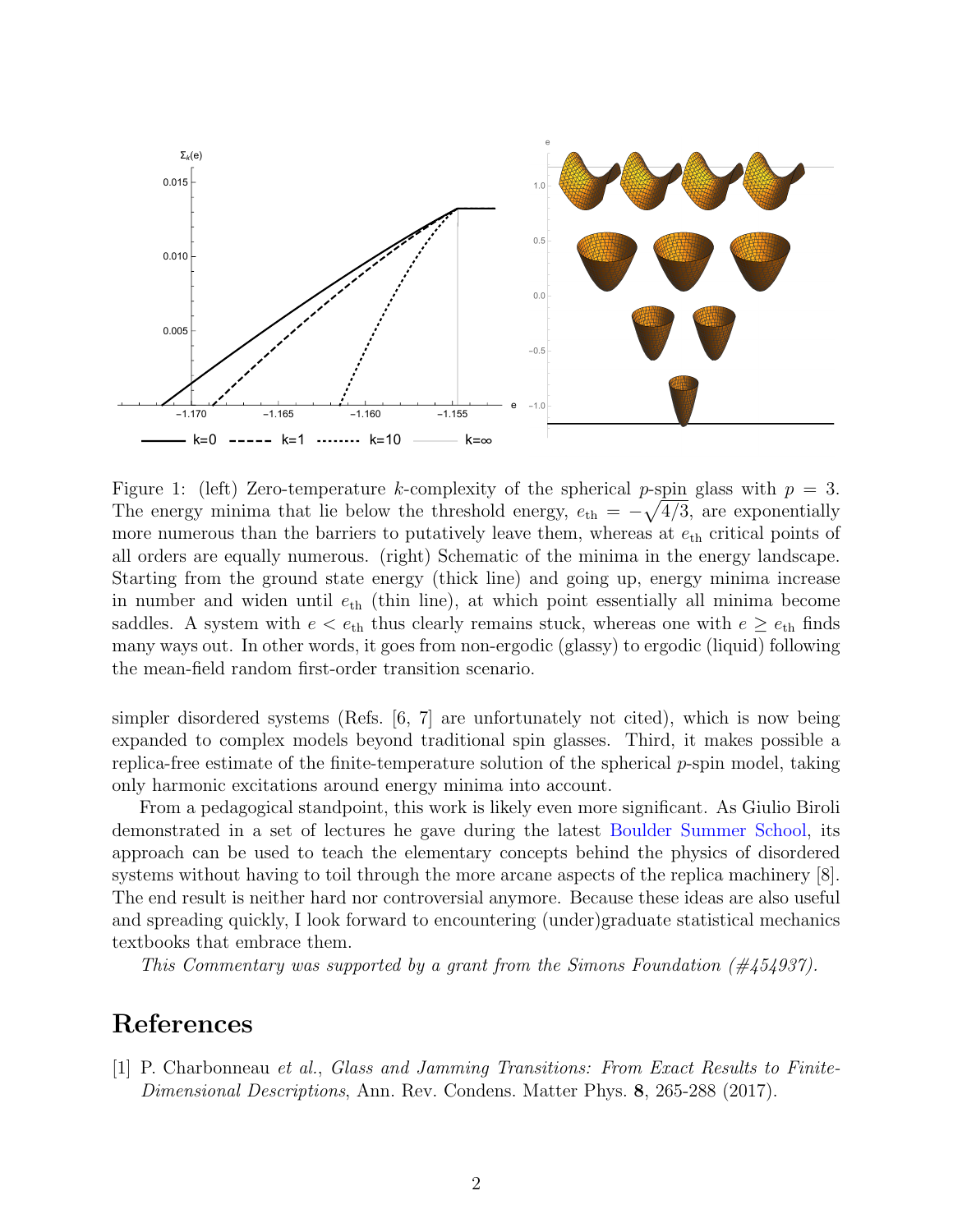Figure 1: (left) Zero-temperature $k$-complexity of the spherical $p$-spin glass with $p = 3$. The energy minima that lie below the threshold energy, $e_{\text{th}} = -\sqrt{4/3}$, are exponentially more numerous than the barriers to putatively leave them, whereas at $e_{\text{th}}$ critical points of all orders are equally numerous. (right) Schematic of the minima in the energy landscape. Starting from the ground state energy (thick line) and going up, energy minima increase in number and widen until $e_{\text{th}}$ (thin line), at which point essentially all minima become saddles. A system with $e < e_{\text{th}}$ thus clearly remains stuck, whereas one with $e \geq e_{\text{th}}$ finds many ways out. In other words, it goes from non-ergodic (glassy) to ergodic (liquid) following the mean-field random first-order transition scenario.

simpler disordered systems (Refs. [6, 7] are unfortunately not cited), which is now being expanded to complex models beyond traditional spin glasses. Third, it makes possible a replica-free estimate of the finite-temperature solution of the spherical $p$-spin model, taking only harmonic excitations around energy minima into account.

From a pedagogical standpoint, this work is likely even more significant. As Giulio Biroli demonstrated in a set of lectures he gave during the latest Boulder Summer School, its approach can be used to teach the elementary concepts behind the physics of disordered systems without having to toil through the more arcane aspects of the replica machinery [8]. The end result is neither hard nor controversial anymore. Because these ideas are also useful and spreading quickly, I look forward to encountering (under)graduate statistical mechanics textbooks that embrace them.

*This Commentary was supported by a grant from the Simons Foundation (#454937).*

## References

[1] P. Charbonneau *et al.*, *Glass and Jamming Transitions: From Exact Results to Finite-Dimensional Descriptions*, Ann. Rev. Condens. Matter Phys. **8**, 265-288 (2017).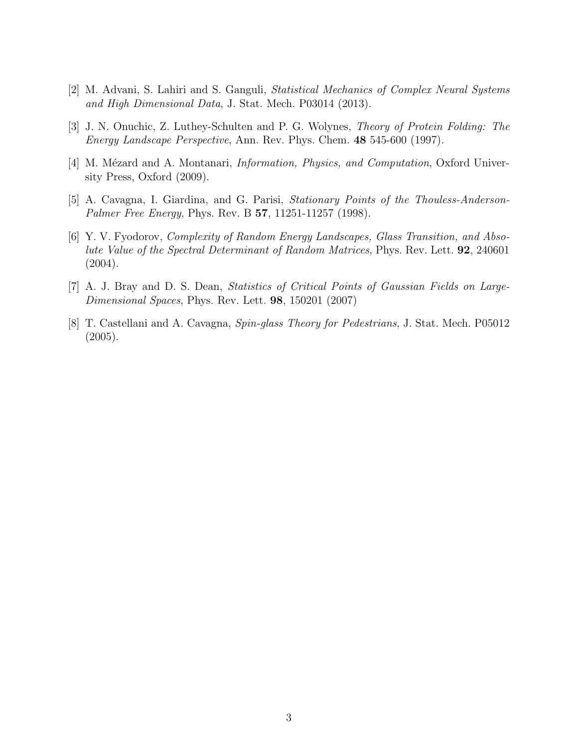[2] M. Advani, S. Lahiri and S. Ganguli, *Statistical Mechanics of Complex Neural Systems and High Dimensional Data*, J. Stat. Mech. P03014 (2013).

[3] J. N. Onuchic, Z. Luthey-Schulten and P. G. Wolynes, *Theory of Protein Folding: The Energy Landscape Perspective*, Ann. Rev. Phys. Chem. **48** 545-600 (1997).

[4] M. Mézard and A. Montanari, *Information, Physics, and Computation*, Oxford University Press, Oxford (2009).

[5] A. Cavagna, I. Giardina, and G. Parisi, *Stationary Points of the Thouless-Anderson-Palmer Free Energy*, Phys. Rev. B **57**, 11251-11257 (1998).

[6] Y. V. Fyodorov, *Complexity of Random Energy Landscapes, Glass Transition, and Absolute Value of the Spectral Determinant of Random Matrices*, Phys. Rev. Lett. **92**, 240601 (2004).

[7] A. J. Bray and D. S. Dean, *Statistics of Critical Points of Gaussian Fields on Large-Dimensional Spaces*, Phys. Rev. Lett. **98**, 150201 (2007)

[8] T. Castellani and A. Cavagna, *Spin-glass Theory for Pedestrians*, J. Stat. Mech. P05012 (2005).